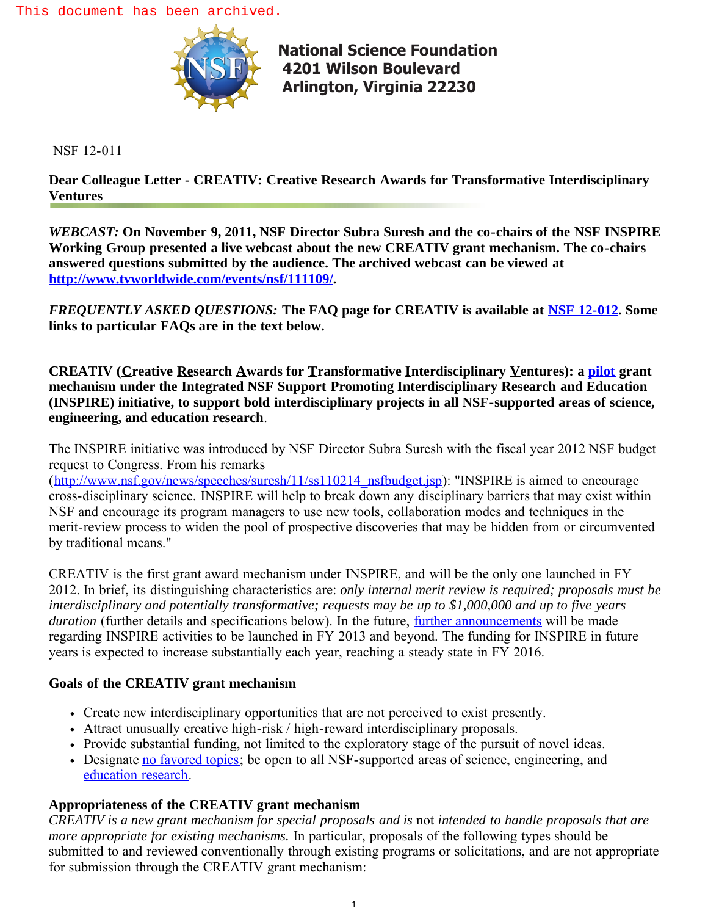This document has been archived.

National Science Foundation
4201 Wilson Boulevard
Arlington, Virginia 22230

NSF 12-011

**Dear Colleague Letter - CREATIV: Creative Research Awards for Transformative Interdisciplinary Ventures**

***WEBCAST:* On November 9, 2011, NSF Director Subra Suresh and the co-chairs of the NSF INSPIRE Working Group presented a live webcast about the new CREATIV grant mechanism. The co-chairs answered questions submitted by the audience. The archived webcast can be viewed at [http://www.tvworldwide.com/events/nsf/111109/](http://www.tvworldwide.com/events/nsf/111109/).**

***FREQUENTLY ASKED QUESTIONS:* The FAQ page for CREATIV is available at NSF 12-012. Some links to particular FAQs are in the text below.**

**CREATIV (Creative Research Awards for Transformative Interdisciplinary Ventures): a pilot grant mechanism under the Integrated NSF Support Promoting Interdisciplinary Research and Education (INSPIRE) initiative, to support bold interdisciplinary projects in all NSF-supported areas of science, engineering, and education research**.

The INSPIRE initiative was introduced by NSF Director Subra Suresh with the fiscal year 2012 NSF budget request to Congress. From his remarks (http://www.nsf.gov/news/speeches/suresh/11/ss110214_nsfbudget.jsp): "INSPIRE is aimed to encourage cross-disciplinary science. INSPIRE will help to break down any disciplinary barriers that may exist within NSF and encourage its program managers to use new tools, collaboration modes and techniques in the merit-review process to widen the pool of prospective discoveries that may be hidden from or circumvented by traditional means."

CREATIV is the first grant award mechanism under INSPIRE, and will be the only one launched in FY 2012. In brief, its distinguishing characteristics are: *only internal merit review is required; proposals must be interdisciplinary and potentially transformative; requests may be up to $1,000,000 and up to five years duration* (further details and specifications below). In the future, further announcements will be made regarding INSPIRE activities to be launched in FY 2013 and beyond. The funding for INSPIRE in future years is expected to increase substantially each year, reaching a steady state in FY 2016.

### Goals of the CREATIV grant mechanism

- Create new interdisciplinary opportunities that are not perceived to exist presently.
- Attract unusually creative high-risk / high-reward interdisciplinary proposals.
- Provide substantial funding, not limited to the exploratory stage of the pursuit of novel ideas.
- Designate no favored topics; be open to all NSF-supported areas of science, engineering, and education research.

### Appropriateness of the CREATIV grant mechanism

*CREATIV is a new grant mechanism for special proposals and is* not *intended to handle proposals that are more appropriate for existing mechanisms.* In particular, proposals of the following types should be submitted to and reviewed conventionally through existing programs or solicitations, and are not appropriate for submission through the CREATIV grant mechanism: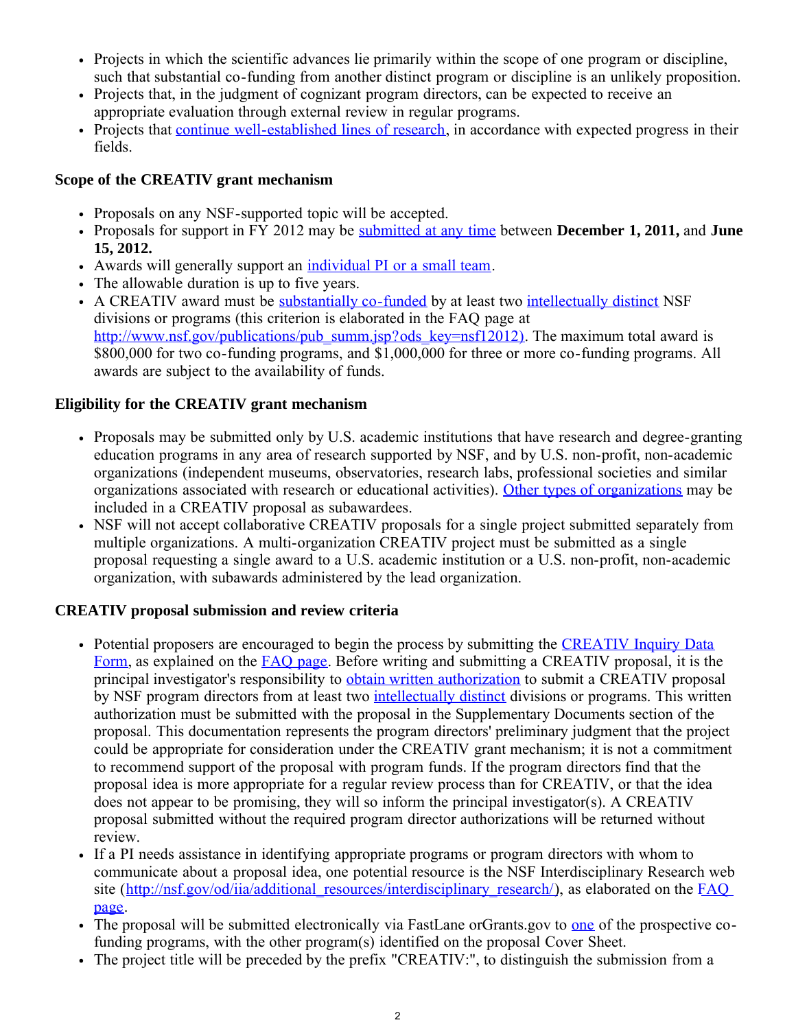- Projects in which the scientific advances lie primarily within the scope of one program or discipline, such that substantial co-funding from another distinct program or discipline is an unlikely proposition.
- Projects that, in the judgment of cognizant program directors, can be expected to receive an appropriate evaluation through external review in regular programs.
- Projects that continue well-established lines of research, in accordance with expected progress in their fields.

### Scope of the CREATIV grant mechanism

- Proposals on any NSF-supported topic will be accepted.
- Proposals for support in FY 2012 may be submitted at any time between **December 1, 2011,** and **June 15, 2012.**
- Awards will generally support an individual PI or a small team.
- The allowable duration is up to five years.
- A CREATIV award must be substantially co-funded by at least two intellectually distinct NSF divisions or programs (this criterion is elaborated in the FAQ page at http://www.nsf.gov/publications/pub_summ.jsp?ods_key=nsf12012). The maximum total award is $800,000 for two co-funding programs, and $1,000,000 for three or more co-funding programs. All awards are subject to the availability of funds.

### Eligibility for the CREATIV grant mechanism

- Proposals may be submitted only by U.S. academic institutions that have research and degree-granting education programs in any area of research supported by NSF, and by U.S. non-profit, non-academic organizations (independent museums, observatories, research labs, professional societies and similar organizations associated with research or educational activities). Other types of organizations may be included in a CREATIV proposal as subawardees.
- NSF will not accept collaborative CREATIV proposals for a single project submitted separately from multiple organizations. A multi-organization CREATIV project must be submitted as a single proposal requesting a single award to a U.S. academic institution or a U.S. non-profit, non-academic organization, with subawards administered by the lead organization.

### CREATIV proposal submission and review criteria

- Potential proposers are encouraged to begin the process by submitting the CREATIV Inquiry Data Form, as explained on the FAQ page. Before writing and submitting a CREATIV proposal, it is the principal investigator's responsibility to obtain written authorization to submit a CREATIV proposal by NSF program directors from at least two intellectually distinct divisions or programs. This written authorization must be submitted with the proposal in the Supplementary Documents section of the proposal. This documentation represents the program directors' preliminary judgment that the project could be appropriate for consideration under the CREATIV grant mechanism; it is not a commitment to recommend support of the proposal with program funds. If the program directors find that the proposal idea is more appropriate for a regular review process than for CREATIV, or that the idea does not appear to be promising, they will so inform the principal investigator(s). A CREATIV proposal submitted without the required program director authorizations will be returned without review.
- If a PI needs assistance in identifying appropriate programs or program directors with whom to communicate about a proposal idea, one potential resource is the NSF Interdisciplinary Research web site (http://nsf.gov/od/iia/additional_resources/interdisciplinary_research/), as elaborated on the FAQ page.
- The proposal will be submitted electronically via FastLane orGrants.gov to one of the prospective co-funding programs, with the other program(s) identified on the proposal Cover Sheet.
- The project title will be preceded by the prefix "CREATIV:", to distinguish the submission from a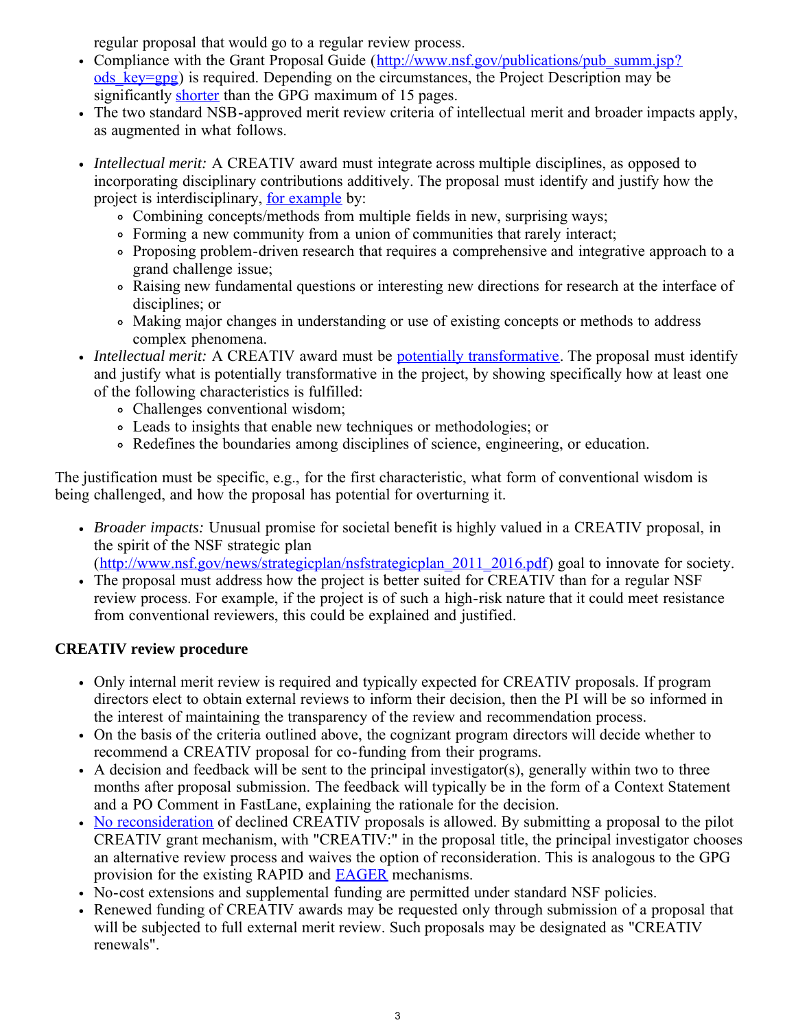regular proposal that would go to a regular review process.

- Compliance with the Grant Proposal Guide ([http://www.nsf.gov/publications/pub_summ.jsp?ods_key=gpg](http://www.nsf.gov/publications/pub_summ.jsp?ods_key=gpg)) is required. Depending on the circumstances, the Project Description may be significantly [shorter](#) than the GPG maximum of 15 pages.
- The two standard NSB-approved merit review criteria of intellectual merit and broader impacts apply, as augmented in what follows.

- *Intellectual merit:* A CREATIV award must integrate across multiple disciplines, as opposed to incorporating disciplinary contributions additively. The proposal must identify and justify how the project is interdisciplinary, [for example](#) by:
  - Combining concepts/methods from multiple fields in new, surprising ways;
  - Forming a new community from a union of communities that rarely interact;
  - Proposing problem-driven research that requires a comprehensive and integrative approach to a grand challenge issue;
  - Raising new fundamental questions or interesting new directions for research at the interface of disciplines; or
  - Making major changes in understanding or use of existing concepts or methods to address complex phenomena.
- *Intellectual merit:* A CREATIV award must be [potentially transformative](#). The proposal must identify and justify what is potentially transformative in the project, by showing specifically how at least one of the following characteristics is fulfilled:
  - Challenges conventional wisdom;
  - Leads to insights that enable new techniques or methodologies; or
  - Redefines the boundaries among disciplines of science, engineering, or education.

The justification must be specific, e.g., for the first characteristic, what form of conventional wisdom is being challenged, and how the proposal has potential for overturning it.

- *Broader impacts:* Unusual promise for societal benefit is highly valued in a CREATIV proposal, in the spirit of the NSF strategic plan ([http://www.nsf.gov/news/strategicplan/nsfstrategicplan_2011_2016.pdf](http://www.nsf.gov/news/strategicplan/nsfstrategicplan_2011_2016.pdf)) goal to innovate for society.
- The proposal must address how the project is better suited for CREATIV than for a regular NSF review process. For example, if the project is of such a high-risk nature that it could meet resistance from conventional reviewers, this could be explained and justified.

**CREATIV review procedure**

- Only internal merit review is required and typically expected for CREATIV proposals. If program directors elect to obtain external reviews to inform their decision, then the PI will be so informed in the interest of maintaining the transparency of the review and recommendation process.
- On the basis of the criteria outlined above, the cognizant program directors will decide whether to recommend a CREATIV proposal for co-funding from their programs.
- A decision and feedback will be sent to the principal investigator(s), generally within two to three months after proposal submission. The feedback will typically be in the form of a Context Statement and a PO Comment in FastLane, explaining the rationale for the decision.
- [No reconsideration](#) of declined CREATIV proposals is allowed. By submitting a proposal to the pilot CREATIV grant mechanism, with "CREATIV:" in the proposal title, the principal investigator chooses an alternative review process and waives the option of reconsideration. This is analogous to the GPG provision for the existing RAPID and [EAGER](#) mechanisms.
- No-cost extensions and supplemental funding are permitted under standard NSF policies.
- Renewed funding of CREATIV awards may be requested only through submission of a proposal that will be subjected to full external merit review. Such proposals may be designated as "CREATIV renewals".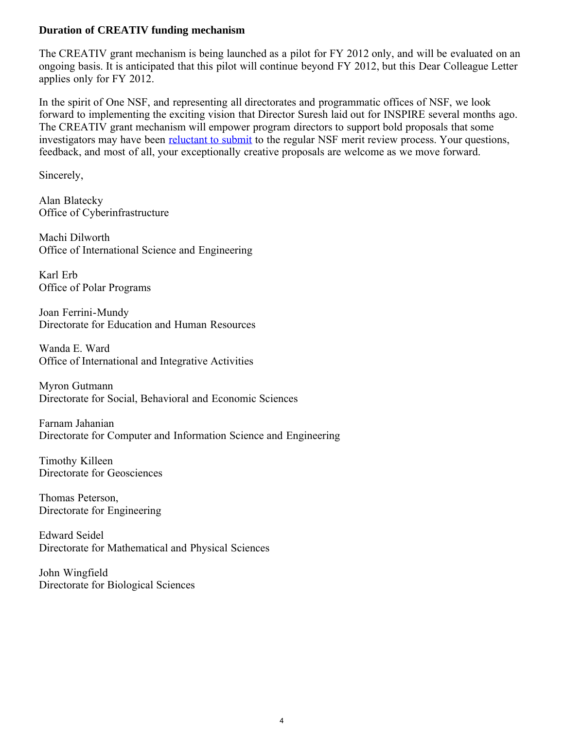**Duration of CREATIV funding mechanism**

The CREATIV grant mechanism is being launched as a pilot for FY 2012 only, and will be evaluated on an ongoing basis. It is anticipated that this pilot will continue beyond FY 2012, but this Dear Colleague Letter applies only for FY 2012.

In the spirit of One NSF, and representing all directorates and programmatic offices of NSF, we look forward to implementing the exciting vision that Director Suresh laid out for INSPIRE several months ago. The CREATIV grant mechanism will empower program directors to support bold proposals that some investigators may have been reluctant to submit to the regular NSF merit review process. Your questions, feedback, and most of all, your exceptionally creative proposals are welcome as we move forward.

Sincerely,

Alan Blatecky
Office of Cyberinfrastructure

Machi Dilworth
Office of International Science and Engineering

Karl Erb
Office of Polar Programs

Joan Ferrini-Mundy
Directorate for Education and Human Resources

Wanda E. Ward
Office of International and Integrative Activities

Myron Gutmann
Directorate for Social, Behavioral and Economic Sciences

Farnam Jahanian
Directorate for Computer and Information Science and Engineering

Timothy Killeen
Directorate for Geosciences

Thomas Peterson,
Directorate for Engineering

Edward Seidel
Directorate for Mathematical and Physical Sciences

John Wingfield
Directorate for Biological Sciences